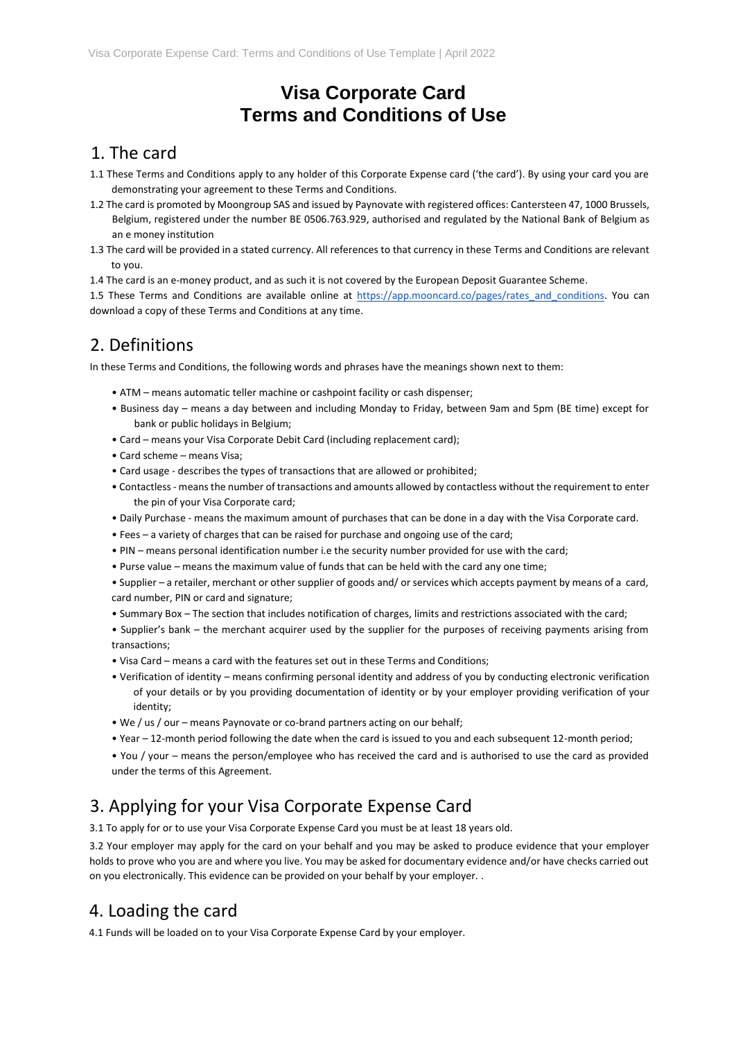# Visa Corporate Card
# Terms and Conditions of Use

## 1. The card

1.1 These Terms and Conditions apply to any holder of this Corporate Expense card ('the card'). By using your card you are demonstrating your agreement to these Terms and Conditions.

1.2 The card is promoted by Moongroup SAS and issued by Paynovate with registered offices: Cantersteen 47, 1000 Brussels, Belgium, registered under the number BE 0506.763.929, authorised and regulated by the National Bank of Belgium as an e money institution

1.3 The card will be provided in a stated currency. All references to that currency in these Terms and Conditions are relevant to you.

1.4 The card is an e-money product, and as such it is not covered by the European Deposit Guarantee Scheme.

1.5 These Terms and Conditions are available online at [https://app.mooncard.co/pages/rates_and_conditions](https://app.mooncard.co/pages/rates_and_conditions). You can download a copy of these Terms and Conditions at any time.

## 2. Definitions

In these Terms and Conditions, the following words and phrases have the meanings shown next to them:

- ATM – means automatic teller machine or cashpoint facility or cash dispenser;
- Business day – means a day between and including Monday to Friday, between 9am and 5pm (BE time) except for bank or public holidays in Belgium;
- Card – means your Visa Corporate Debit Card (including replacement card);
- Card scheme – means Visa;
- Card usage - describes the types of transactions that are allowed or prohibited;
- Contactless - means the number of transactions and amounts allowed by contactless without the requirement to enter the pin of your Visa Corporate card;
- Daily Purchase - means the maximum amount of purchases that can be done in a day with the Visa Corporate card.
- Fees – a variety of charges that can be raised for purchase and ongoing use of the card;
- PIN – means personal identification number i.e the security number provided for use with the card;
- Purse value – means the maximum value of funds that can be held with the card any one time;
- Supplier – a retailer, merchant or other supplier of goods and/ or services which accepts payment by means of a card, card number, PIN or card and signature;
- Summary Box – The section that includes notification of charges, limits and restrictions associated with the card;
- Supplier's bank – the merchant acquirer used by the supplier for the purposes of receiving payments arising from transactions;
- Visa Card – means a card with the features set out in these Terms and Conditions;
- Verification of identity – means confirming personal identity and address of you by conducting electronic verification of your details or by you providing documentation of identity or by your employer providing verification of your identity;
- We / us / our – means Paynovate or co-brand partners acting on our behalf;
- Year – 12-month period following the date when the card is issued to you and each subsequent 12-month period;
- You / your – means the person/employee who has received the card and is authorised to use the card as provided under the terms of this Agreement.

## 3. Applying for your Visa Corporate Expense Card

3.1 To apply for or to use your Visa Corporate Expense Card you must be at least 18 years old.

3.2 Your employer may apply for the card on your behalf and you may be asked to produce evidence that your employer holds to prove who you are and where you live. You may be asked for documentary evidence and/or have checks carried out on you electronically. This evidence can be provided on your behalf by your employer. .

## 4. Loading the card

4.1 Funds will be loaded on to your Visa Corporate Expense Card by your employer.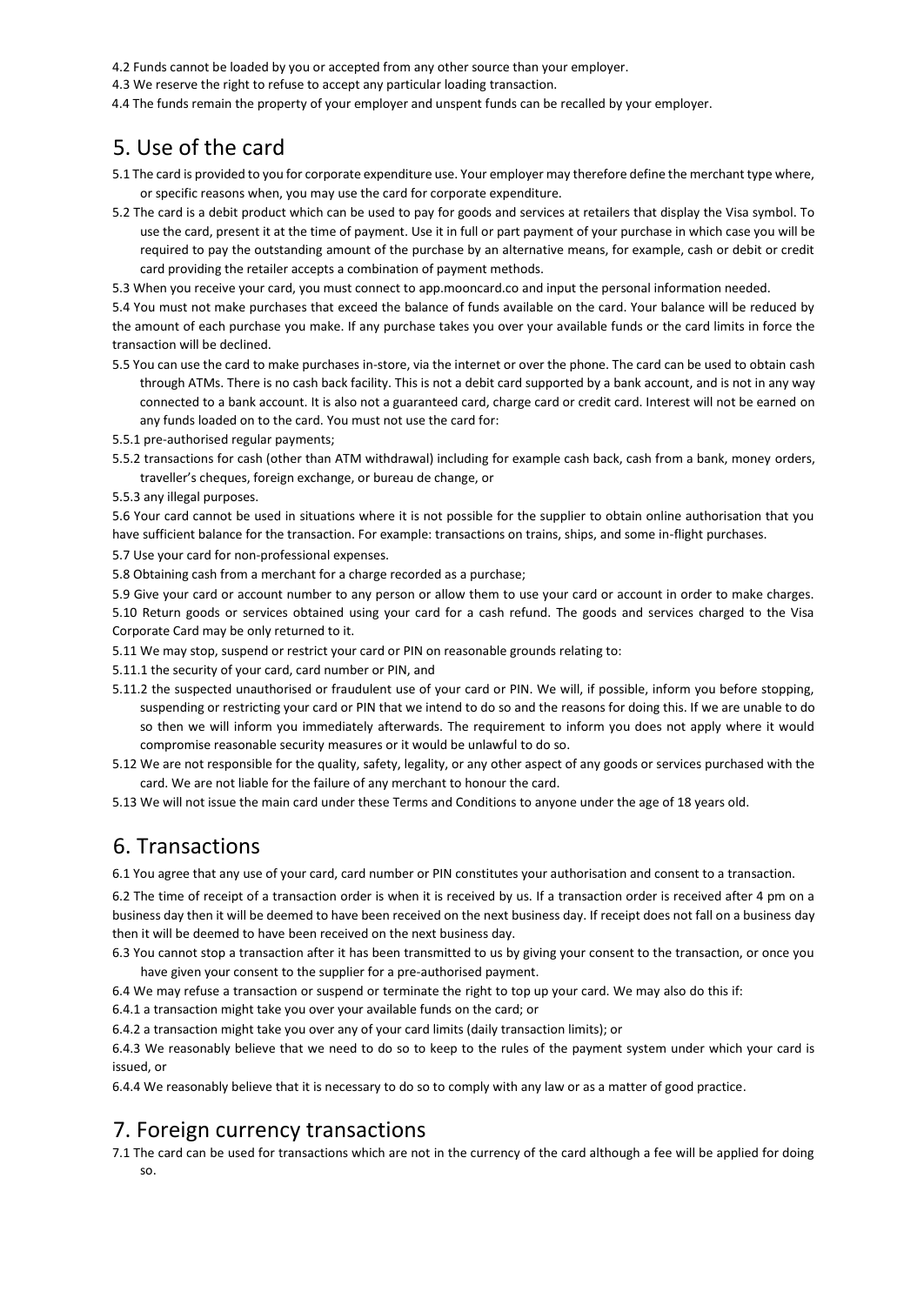4.2 Funds cannot be loaded by you or accepted from any other source than your employer.

4.3 We reserve the right to refuse to accept any particular loading transaction.

4.4 The funds remain the property of your employer and unspent funds can be recalled by your employer.

## 5. Use of the card

5.1 The card is provided to you for corporate expenditure use. Your employer may therefore define the merchant type where, or specific reasons when, you may use the card for corporate expenditure.

5.2 The card is a debit product which can be used to pay for goods and services at retailers that display the Visa symbol. To use the card, present it at the time of payment. Use it in full or part payment of your purchase in which case you will be required to pay the outstanding amount of the purchase by an alternative means, for example, cash or debit or credit card providing the retailer accepts a combination of payment methods.

5.3 When you receive your card, you must connect to app.mooncard.co and input the personal information needed.

5.4 You must not make purchases that exceed the balance of funds available on the card. Your balance will be reduced by the amount of each purchase you make. If any purchase takes you over your available funds or the card limits in force the transaction will be declined.

5.5 You can use the card to make purchases in-store, via the internet or over the phone. The card can be used to obtain cash through ATMs. There is no cash back facility. This is not a debit card supported by a bank account, and is not in any way connected to a bank account. It is also not a guaranteed card, charge card or credit card. Interest will not be earned on any funds loaded on to the card. You must not use the card for:

5.5.1 pre-authorised regular payments;

5.5.2 transactions for cash (other than ATM withdrawal) including for example cash back, cash from a bank, money orders, traveller's cheques, foreign exchange, or bureau de change, or

5.5.3 any illegal purposes.

5.6 Your card cannot be used in situations where it is not possible for the supplier to obtain online authorisation that you have sufficient balance for the transaction. For example: transactions on trains, ships, and some in-flight purchases.

5.7 Use your card for non-professional expenses.

5.8 Obtaining cash from a merchant for a charge recorded as a purchase;

5.9 Give your card or account number to any person or allow them to use your card or account in order to make charges.

5.10 Return goods or services obtained using your card for a cash refund. The goods and services charged to the Visa Corporate Card may be only returned to it.

5.11 We may stop, suspend or restrict your card or PIN on reasonable grounds relating to:

5.11.1 the security of your card, card number or PIN, and

5.11.2 the suspected unauthorised or fraudulent use of your card or PIN. We will, if possible, inform you before stopping, suspending or restricting your card or PIN that we intend to do so and the reasons for doing this. If we are unable to do so then we will inform you immediately afterwards. The requirement to inform you does not apply where it would compromise reasonable security measures or it would be unlawful to do so.

5.12 We are not responsible for the quality, safety, legality, or any other aspect of any goods or services purchased with the card. We are not liable for the failure of any merchant to honour the card.

5.13 We will not issue the main card under these Terms and Conditions to anyone under the age of 18 years old.

## 6. Transactions

6.1 You agree that any use of your card, card number or PIN constitutes your authorisation and consent to a transaction.

6.2 The time of receipt of a transaction order is when it is received by us. If a transaction order is received after 4 pm on a business day then it will be deemed to have been received on the next business day. If receipt does not fall on a business day then it will be deemed to have been received on the next business day.

6.3 You cannot stop a transaction after it has been transmitted to us by giving your consent to the transaction, or once you have given your consent to the supplier for a pre-authorised payment.

6.4 We may refuse a transaction or suspend or terminate the right to top up your card. We may also do this if:

6.4.1 a transaction might take you over your available funds on the card; or

6.4.2 a transaction might take you over any of your card limits (daily transaction limits); or

6.4.3 We reasonably believe that we need to do so to keep to the rules of the payment system under which your card is issued, or

6.4.4 We reasonably believe that it is necessary to do so to comply with any law or as a matter of good practice.

## 7. Foreign currency transactions

7.1 The card can be used for transactions which are not in the currency of the card although a fee will be applied for doing so.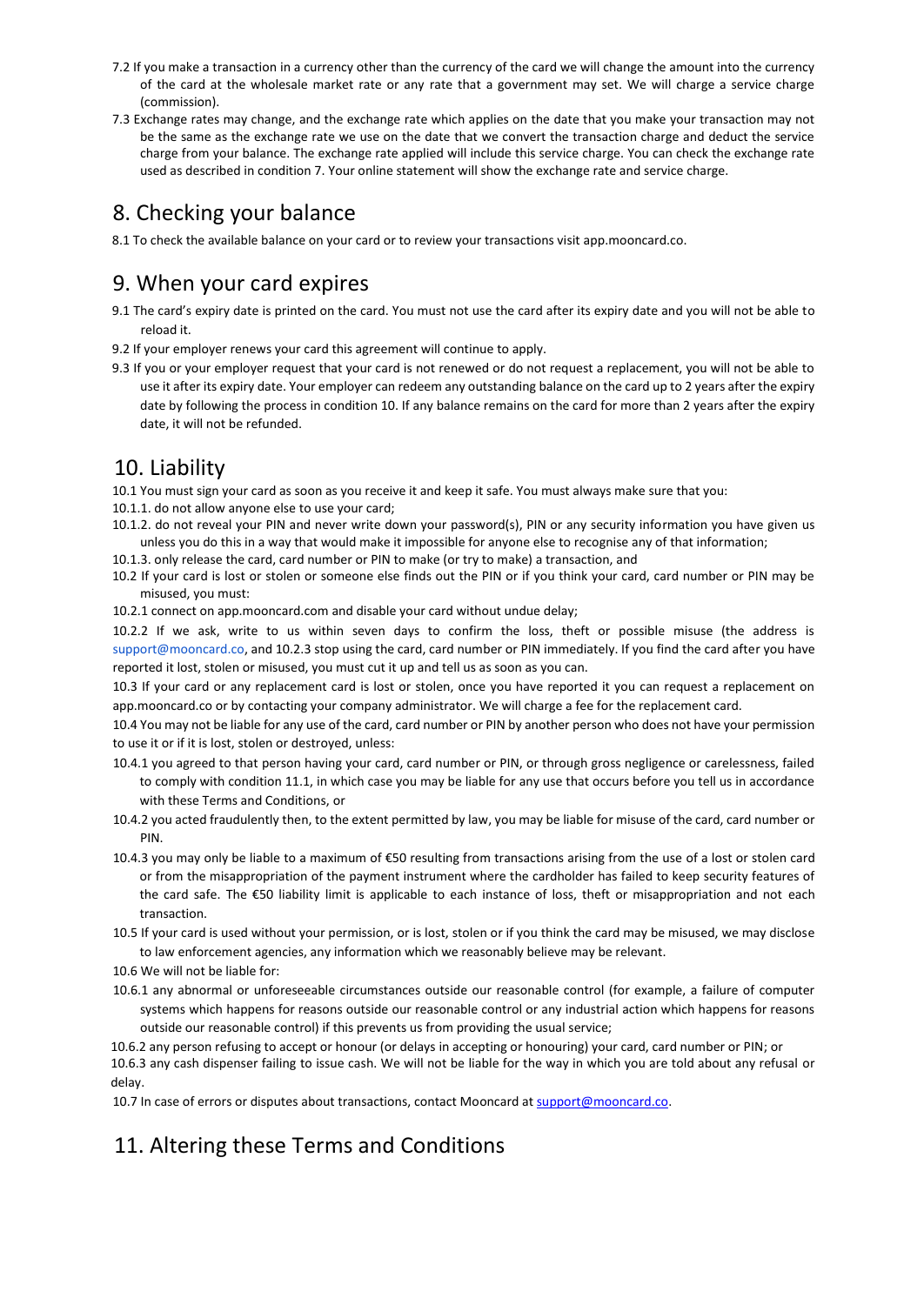7.2 If you make a transaction in a currency other than the currency of the card we will change the amount into the currency of the card at the wholesale market rate or any rate that a government may set. We will charge a service charge (commission).

7.3 Exchange rates may change, and the exchange rate which applies on the date that you make your transaction may not be the same as the exchange rate we use on the date that we convert the transaction charge and deduct the service charge from your balance. The exchange rate applied will include this service charge. You can check the exchange rate used as described in condition 7. Your online statement will show the exchange rate and service charge.

## 8. Checking your balance

8.1 To check the available balance on your card or to review your transactions visit app.mooncard.co.

## 9. When your card expires

9.1 The card's expiry date is printed on the card. You must not use the card after its expiry date and you will not be able to reload it.

9.2 If your employer renews your card this agreement will continue to apply.

9.3 If you or your employer request that your card is not renewed or do not request a replacement, you will not be able to use it after its expiry date. Your employer can redeem any outstanding balance on the card up to 2 years after the expiry date by following the process in condition 10. If any balance remains on the card for more than 2 years after the expiry date, it will not be refunded.

## 10. Liability

10.1 You must sign your card as soon as you receive it and keep it safe. You must always make sure that you:

10.1.1. do not allow anyone else to use your card;

10.1.2. do not reveal your PIN and never write down your password(s), PIN or any security information you have given us unless you do this in a way that would make it impossible for anyone else to recognise any of that information;

10.1.3. only release the card, card number or PIN to make (or try to make) a transaction, and

10.2 If your card is lost or stolen or someone else finds out the PIN or if you think your card, card number or PIN may be misused, you must:

10.2.1 connect on app.mooncard.com and disable your card without undue delay;

10.2.2 If we ask, write to us within seven days to confirm the loss, theft or possible misuse (the address is support@mooncard.co, and 10.2.3 stop using the card, card number or PIN immediately. If you find the card after you have reported it lost, stolen or misused, you must cut it up and tell us as soon as you can.

10.3 If your card or any replacement card is lost or stolen, once you have reported it you can request a replacement on app.mooncard.co or by contacting your company administrator. We will charge a fee for the replacement card.

10.4 You may not be liable for any use of the card, card number or PIN by another person who does not have your permission to use it or if it is lost, stolen or destroyed, unless:

10.4.1 you agreed to that person having your card, card number or PIN, or through gross negligence or carelessness, failed to comply with condition 11.1, in which case you may be liable for any use that occurs before you tell us in accordance with these Terms and Conditions, or

10.4.2 you acted fraudulently then, to the extent permitted by law, you may be liable for misuse of the card, card number or PIN.

10.4.3 you may only be liable to a maximum of €50 resulting from transactions arising from the use of a lost or stolen card or from the misappropriation of the payment instrument where the cardholder has failed to keep security features of the card safe. The €50 liability limit is applicable to each instance of loss, theft or misappropriation and not each transaction.

10.5 If your card is used without your permission, or is lost, stolen or if you think the card may be misused, we may disclose to law enforcement agencies, any information which we reasonably believe may be relevant.

10.6 We will not be liable for:

10.6.1 any abnormal or unforeseeable circumstances outside our reasonable control (for example, a failure of computer systems which happens for reasons outside our reasonable control or any industrial action which happens for reasons outside our reasonable control) if this prevents us from providing the usual service;

10.6.2 any person refusing to accept or honour (or delays in accepting or honouring) your card, card number or PIN; or

10.6.3 any cash dispenser failing to issue cash. We will not be liable for the way in which you are told about any refusal or delay.

10.7 In case of errors or disputes about transactions, contact Mooncard at support@mooncard.co.

## 11. Altering these Terms and Conditions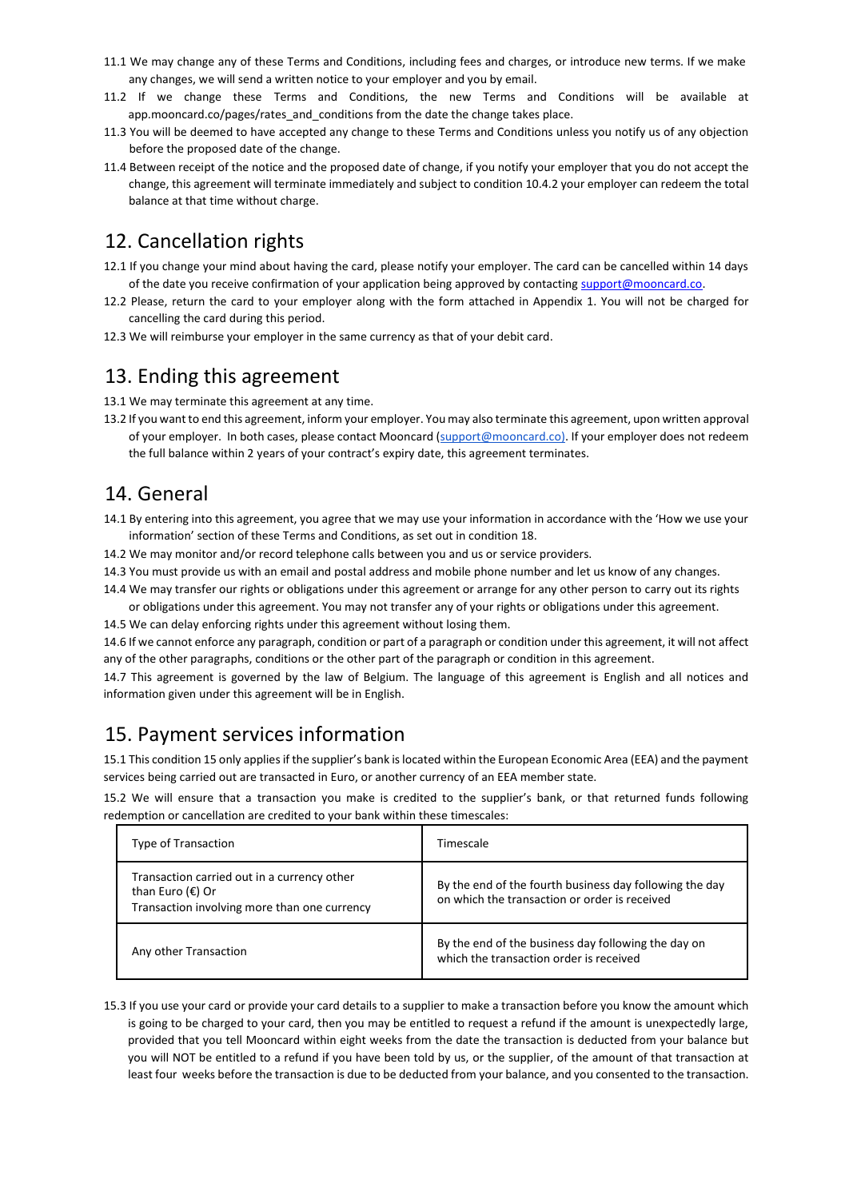11.1 We may change any of these Terms and Conditions, including fees and charges, or introduce new terms. If we make any changes, we will send a written notice to your employer and you by email.

11.2 If we change these Terms and Conditions, the new Terms and Conditions will be available at app.mooncard.co/pages/rates_and_conditions from the date the change takes place.

11.3 You will be deemed to have accepted any change to these Terms and Conditions unless you notify us of any objection before the proposed date of the change.

11.4 Between receipt of the notice and the proposed date of change, if you notify your employer that you do not accept the change, this agreement will terminate immediately and subject to condition 10.4.2 your employer can redeem the total balance at that time without charge.

## 12. Cancellation rights

12.1 If you change your mind about having the card, please notify your employer. The card can be cancelled within 14 days of the date you receive confirmation of your application being approved by contacting support@mooncard.co.

12.2 Please, return the card to your employer along with the form attached in Appendix 1. You will not be charged for cancelling the card during this period.

12.3 We will reimburse your employer in the same currency as that of your debit card.

## 13. Ending this agreement

13.1 We may terminate this agreement at any time.

13.2 If you want to end this agreement, inform your employer. You may also terminate this agreement, upon written approval of your employer. In both cases, please contact Mooncard (support@mooncard.co). If your employer does not redeem the full balance within 2 years of your contract's expiry date, this agreement terminates.

## 14. General

14.1 By entering into this agreement, you agree that we may use your information in accordance with the 'How we use your information' section of these Terms and Conditions, as set out in condition 18.

14.2 We may monitor and/or record telephone calls between you and us or service providers.

14.3 You must provide us with an email and postal address and mobile phone number and let us know of any changes.

14.4 We may transfer our rights or obligations under this agreement or arrange for any other person to carry out its rights or obligations under this agreement. You may not transfer any of your rights or obligations under this agreement.

14.5 We can delay enforcing rights under this agreement without losing them.

14.6 If we cannot enforce any paragraph, condition or part of a paragraph or condition under this agreement, it will not affect any of the other paragraphs, conditions or the other part of the paragraph or condition in this agreement.

14.7 This agreement is governed by the law of Belgium. The language of this agreement is English and all notices and information given under this agreement will be in English.

## 15. Payment services information

15.1 This condition 15 only applies if the supplier's bank is located within the European Economic Area (EEA) and the payment services being carried out are transacted in Euro, or another currency of an EEA member state.

15.2 We will ensure that a transaction you make is credited to the supplier's bank, or that returned funds following redemption or cancellation are credited to your bank within these timescales:

| Type of Transaction | Timescale |
|---|---|
| Transaction carried out in a currency other than Euro (€) Or Transaction involving more than one currency | By the end of the fourth business day following the day on which the transaction or order is received |
| Any other Transaction | By the end of the business day following the day on which the transaction order is received |

15.3 If you use your card or provide your card details to a supplier to make a transaction before you know the amount which is going to be charged to your card, then you may be entitled to request a refund if the amount is unexpectedly large, provided that you tell Mooncard within eight weeks from the date the transaction is deducted from your balance but you will NOT be entitled to a refund if you have been told by us, or the supplier, of the amount of that transaction at least four weeks before the transaction is due to be deducted from your balance, and you consented to the transaction.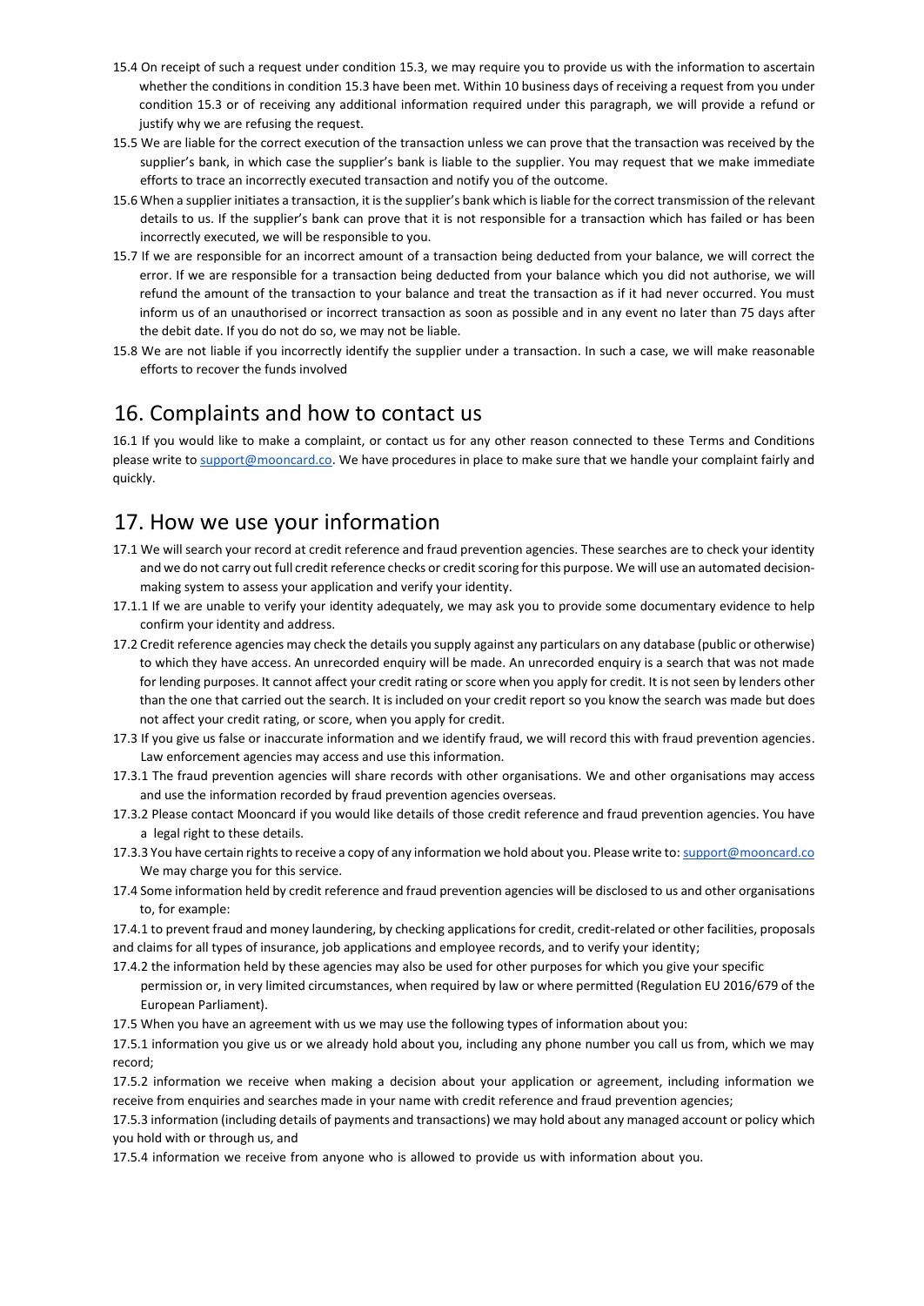15.4 On receipt of such a request under condition 15.3, we may require you to provide us with the information to ascertain whether the conditions in condition 15.3 have been met. Within 10 business days of receiving a request from you under condition 15.3 or of receiving any additional information required under this paragraph, we will provide a refund or justify why we are refusing the request.

15.5 We are liable for the correct execution of the transaction unless we can prove that the transaction was received by the supplier's bank, in which case the supplier's bank is liable to the supplier. You may request that we make immediate efforts to trace an incorrectly executed transaction and notify you of the outcome.

15.6 When a supplier initiates a transaction, it is the supplier's bank which is liable for the correct transmission of the relevant details to us. If the supplier's bank can prove that it is not responsible for a transaction which has failed or has been incorrectly executed, we will be responsible to you.

15.7 If we are responsible for an incorrect amount of a transaction being deducted from your balance, we will correct the error. If we are responsible for a transaction being deducted from your balance which you did not authorise, we will refund the amount of the transaction to your balance and treat the transaction as if it had never occurred. You must inform us of an unauthorised or incorrect transaction as soon as possible and in any event no later than 75 days after the debit date. If you do not do so, we may not be liable.

15.8 We are not liable if you incorrectly identify the supplier under a transaction. In such a case, we will make reasonable efforts to recover the funds involved

## 16. Complaints and how to contact us

16.1 If you would like to make a complaint, or contact us for any other reason connected to these Terms and Conditions please write to support@mooncard.co. We have procedures in place to make sure that we handle your complaint fairly and quickly.

## 17. How we use your information

17.1 We will search your record at credit reference and fraud prevention agencies. These searches are to check your identity and we do not carry out full credit reference checks or credit scoring for this purpose. We will use an automated decision-making system to assess your application and verify your identity.

17.1.1 If we are unable to verify your identity adequately, we may ask you to provide some documentary evidence to help confirm your identity and address.

17.2 Credit reference agencies may check the details you supply against any particulars on any database (public or otherwise) to which they have access. An unrecorded enquiry will be made. An unrecorded enquiry is a search that was not made for lending purposes. It cannot affect your credit rating or score when you apply for credit. It is not seen by lenders other than the one that carried out the search. It is included on your credit report so you know the search was made but does not affect your credit rating, or score, when you apply for credit.

17.3 If you give us false or inaccurate information and we identify fraud, we will record this with fraud prevention agencies. Law enforcement agencies may access and use this information.

17.3.1 The fraud prevention agencies will share records with other organisations. We and other organisations may access and use the information recorded by fraud prevention agencies overseas.

17.3.2 Please contact Mooncard if you would like details of those credit reference and fraud prevention agencies. You have a legal right to these details.

17.3.3 You have certain rights to receive a copy of any information we hold about you. Please write to: support@mooncard.co We may charge you for this service.

17.4 Some information held by credit reference and fraud prevention agencies will be disclosed to us and other organisations to, for example:

17.4.1 to prevent fraud and money laundering, by checking applications for credit, credit-related or other facilities, proposals and claims for all types of insurance, job applications and employee records, and to verify your identity;

17.4.2 the information held by these agencies may also be used for other purposes for which you give your specific permission or, in very limited circumstances, when required by law or where permitted (Regulation EU 2016/679 of the European Parliament).

17.5 When you have an agreement with us we may use the following types of information about you:

17.5.1 information you give us or we already hold about you, including any phone number you call us from, which we may record;

17.5.2 information we receive when making a decision about your application or agreement, including information we receive from enquiries and searches made in your name with credit reference and fraud prevention agencies;

17.5.3 information (including details of payments and transactions) we may hold about any managed account or policy which you hold with or through us, and

17.5.4 information we receive from anyone who is allowed to provide us with information about you.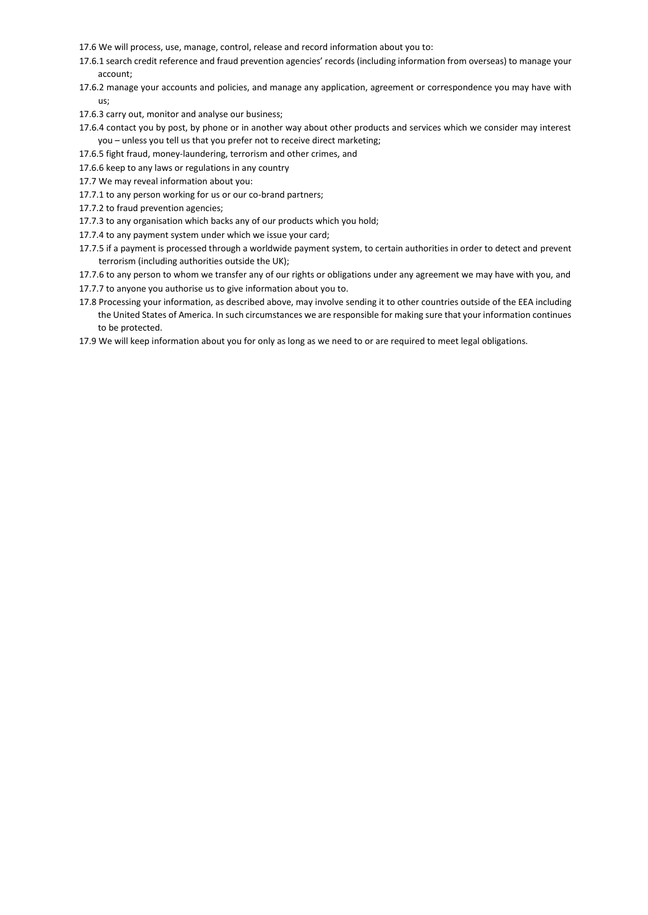17.6 We will process, use, manage, control, release and record information about you to:

17.6.1 search credit reference and fraud prevention agencies' records (including information from overseas) to manage your account;

17.6.2 manage your accounts and policies, and manage any application, agreement or correspondence you may have with us;

17.6.3 carry out, monitor and analyse our business;

17.6.4 contact you by post, by phone or in another way about other products and services which we consider may interest you – unless you tell us that you prefer not to receive direct marketing;

17.6.5 fight fraud, money-laundering, terrorism and other crimes, and

17.6.6 keep to any laws or regulations in any country

17.7 We may reveal information about you:

17.7.1 to any person working for us or our co-brand partners;

17.7.2 to fraud prevention agencies;

17.7.3 to any organisation which backs any of our products which you hold;

17.7.4 to any payment system under which we issue your card;

17.7.5 if a payment is processed through a worldwide payment system, to certain authorities in order to detect and prevent terrorism (including authorities outside the UK);

17.7.6 to any person to whom we transfer any of our rights or obligations under any agreement we may have with you, and

17.7.7 to anyone you authorise us to give information about you to.

17.8 Processing your information, as described above, may involve sending it to other countries outside of the EEA including the United States of America. In such circumstances we are responsible for making sure that your information continues to be protected.

17.9 We will keep information about you for only as long as we need to or are required to meet legal obligations.